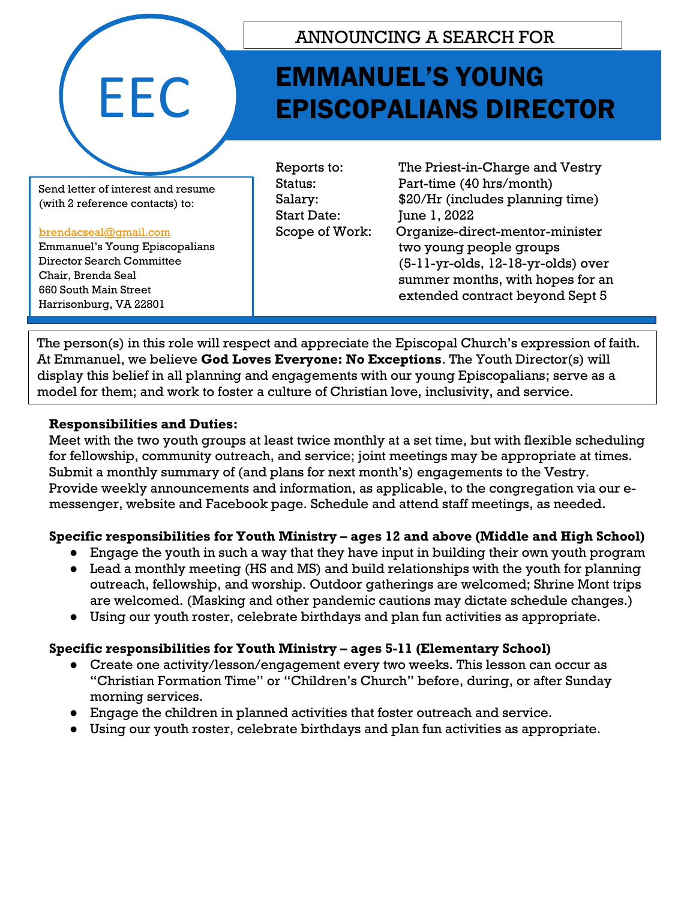EEC

ANNOUNCING A SEARCH FOR

# EMMANUEL'S YOUNG EPISCOPALIANS DIRECTOR

Send letter of interest and resume (with 2 reference contacts) to:

brendacseal@gmail.com
Emmanuel's Young Episcopalians
Director Search Committee
Chair, Brenda Seal
660 South Main Street
Harrisonburg, VA 22801

| | |
|---|---|
| Reports to: | The Priest-in-Charge and Vestry |
| Status: | Part-time (40 hrs/month) |
| Salary: | $20/Hr (includes planning time) |
| Start Date: | June 1, 2022 |
| Scope of Work: | Organize-direct-mentor-minister two young people groups (5-11-yr-olds, 12-18-yr-olds) over summer months, with hopes for an extended contract beyond Sept 5 |

The person(s) in this role will respect and appreciate the Episcopal Church's expression of faith. At Emmanuel, we believe **God Loves Everyone: No Exceptions**. The Youth Director(s) will display this belief in all planning and engagements with our young Episcopalians; serve as a model for them; and work to foster a culture of Christian love, inclusivity, and service.

**Responsibilities and Duties:**
Meet with the two youth groups at least twice monthly at a set time, but with flexible scheduling for fellowship, community outreach, and service; joint meetings may be appropriate at times. Submit a monthly summary of (and plans for next month's) engagements to the Vestry. Provide weekly announcements and information, as applicable, to the congregation via our e-messenger, website and Facebook page. Schedule and attend staff meetings, as needed.

**Specific responsibilities for Youth Ministry – ages 12 and above (Middle and High School)**

- Engage the youth in such a way that they have input in building their own youth program
- Lead a monthly meeting (HS and MS) and build relationships with the youth for planning outreach, fellowship, and worship. Outdoor gatherings are welcomed; Shrine Mont trips are welcomed. (Masking and other pandemic cautions may dictate schedule changes.)
- Using our youth roster, celebrate birthdays and plan fun activities as appropriate.

**Specific responsibilities for Youth Ministry – ages 5-11 (Elementary School)**

- Create one activity/lesson/engagement every two weeks. This lesson can occur as "Christian Formation Time" or "Children's Church" before, during, or after Sunday morning services.
- Engage the children in planned activities that foster outreach and service.
- Using our youth roster, celebrate birthdays and plan fun activities as appropriate.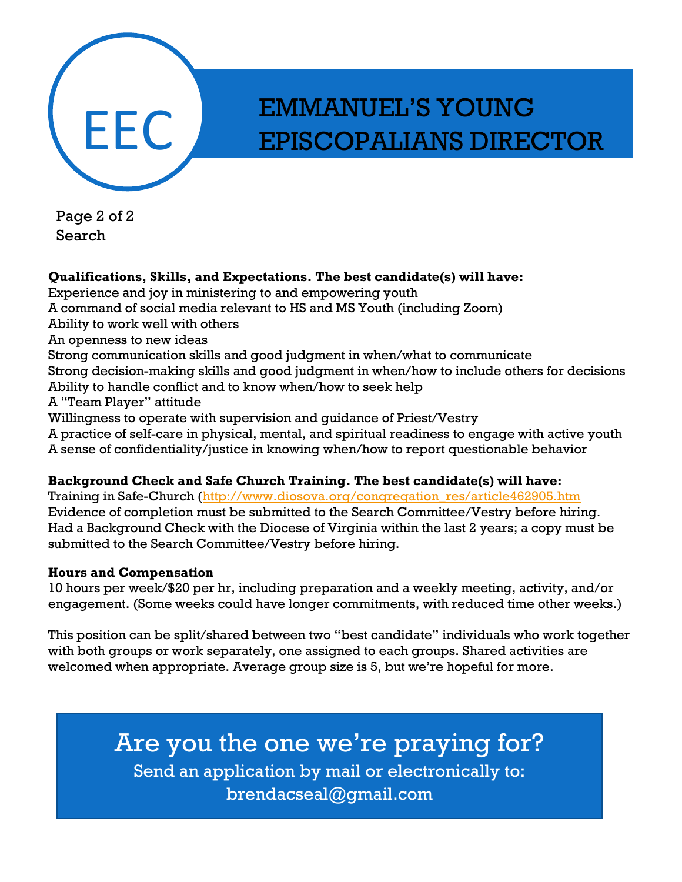EEC

# EMMANUEL'S YOUNG EPISCOPALIANS DIRECTOR

Search

**Qualifications, Skills, and Expectations. The best candidate(s) will have:**

Experience and joy in ministering to and empowering youth
A command of social media relevant to HS and MS Youth (including Zoom)
Ability to work well with others
An openness to new ideas
Strong communication skills and good judgment in when/what to communicate
Strong decision-making skills and good judgment in when/how to include others for decisions
Ability to handle conflict and to know when/how to seek help
A "Team Player" attitude
Willingness to operate with supervision and guidance of Priest/Vestry
A practice of self-care in physical, mental, and spiritual readiness to engage with active youth
A sense of confidentiality/justice in knowing when/how to report questionable behavior

**Background Check and Safe Church Training. The best candidate(s) will have:**

Training in Safe-Church (http://www.diosova.org/congregation_res/article462905.htm
Evidence of completion must be submitted to the Search Committee/Vestry before hiring.
Had a Background Check with the Diocese of Virginia within the last 2 years; a copy must be submitted to the Search Committee/Vestry before hiring.

**Hours and Compensation**

10 hours per week/$20 per hr, including preparation and a weekly meeting, activity, and/or engagement. (Some weeks could have longer commitments, with reduced time other weeks.)

This position can be split/shared between two "best candidate" individuals who work together with both groups or work separately, one assigned to each groups. Shared activities are welcomed when appropriate. Average group size is 5, but we're hopeful for more.

## Are you the one we're praying for?

Send an application by mail or electronically to:
brendacseal@gmail.com